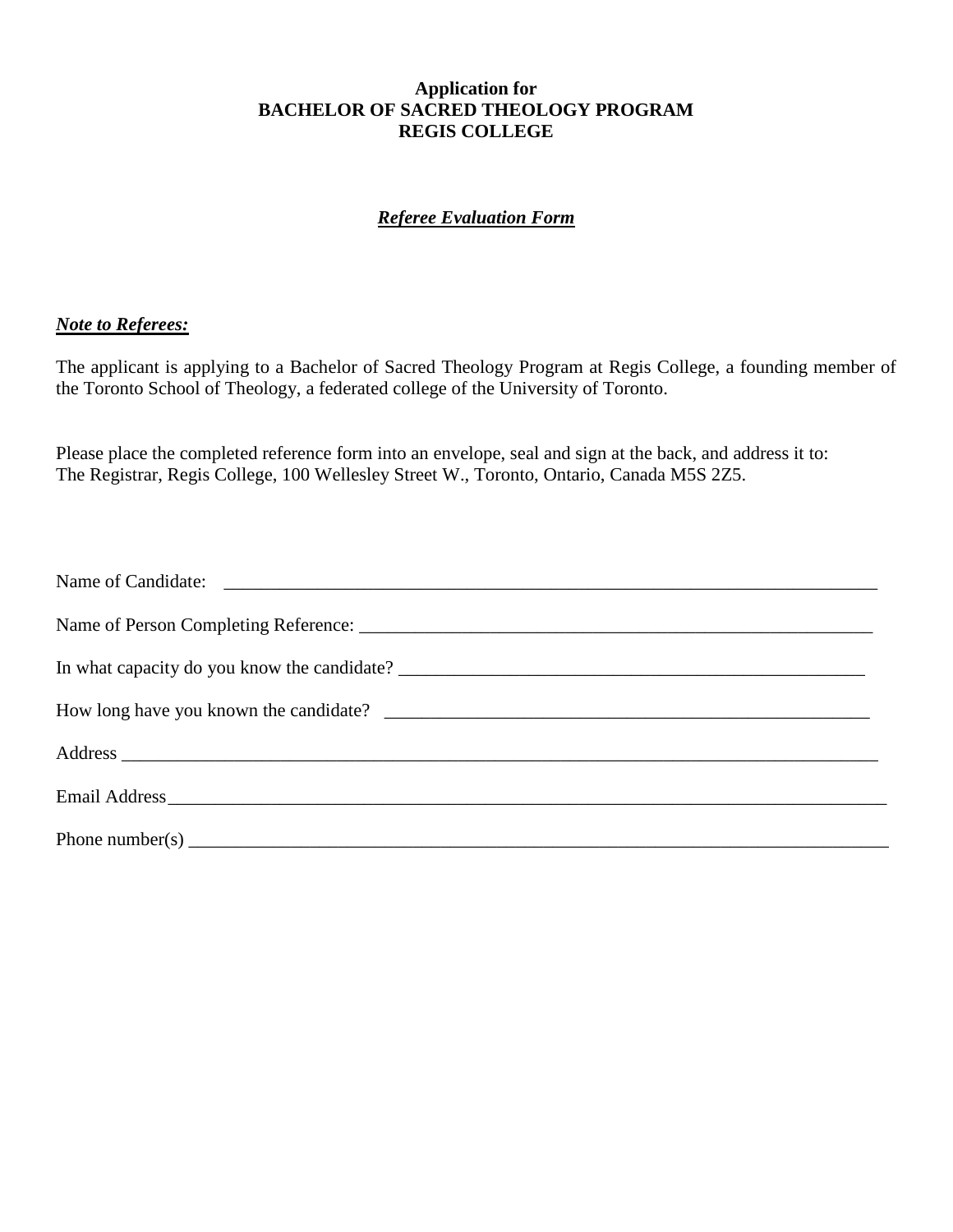**Application for**
**BACHELOR OF SACRED THEOLOGY PROGRAM**
**REGIS COLLEGE**

***Referee Evaluation Form***

***Note to Referees:***

The applicant is applying to a Bachelor of Sacred Theology Program at Regis College, a founding member of the Toronto School of Theology, a federated college of the University of Toronto.

Please place the completed reference form into an envelope, seal and sign at the back, and address it to:
The Registrar, Regis College, 100 Wellesley Street W., Toronto, Ontario, Canada M5S 2Z5.

Name of Candidate: ___________________________________________________________________________

Name of Person Completing Reference: _________________________________________________________

In what capacity do you know the candidate? ____________________________________________________

How long have you known the candidate? ______________________________________________________

Address ___________________________________________________________________________________

Email Address______________________________________________________________________________

Phone number(s) ___________________________________________________________________________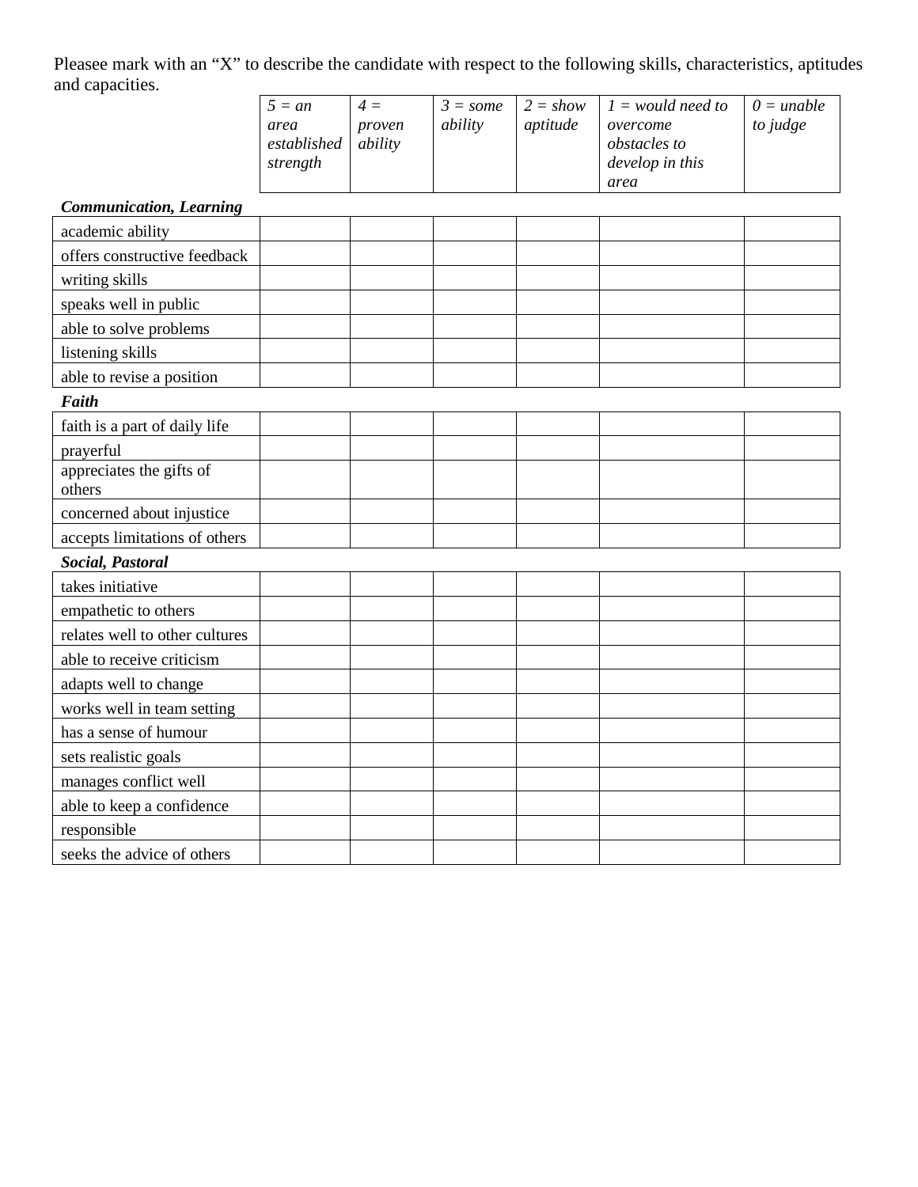Pleasee mark with an “X” to describe the candidate with respect to the following skills, characteristics, aptitudes and capacities.

| | *5 = an area established strength* | *4 = proven ability* | *3 = some ability* | *2 = show aptitude* | *1 = would need to overcome obstacles to develop in this area* | *0 = unable to judge* |
|---|---|---|---|---|---|---|
| ***Communication, Learning*** | | | | | | |
| academic ability | | | | | | |
| offers constructive feedback | | | | | | |
| writing skills | | | | | | |
| speaks well in public | | | | | | |
| able to solve problems | | | | | | |
| listening skills | | | | | | |
| able to revise a position | | | | | | |
| ***Faith*** | | | | | | |
| faith is a part of daily life | | | | | | |
| prayerful | | | | | | |
| appreciates the gifts of others | | | | | | |
| concerned about injustice | | | | | | |
| accepts limitations of others | | | | | | |
| ***Social, Pastoral*** | | | | | | |
| takes initiative | | | | | | |
| empathetic to others | | | | | | |
| relates well to other cultures | | | | | | |
| able to receive criticism | | | | | | |
| adapts well to change | | | | | | |
| works well in team setting | | | | | | |
| has a sense of humour | | | | | | |
| sets realistic goals | | | | | | |
| manages conflict well | | | | | | |
| able to keep a confidence | | | | | | |
| responsible | | | | | | |
| seeks the advice of others | | | | | | |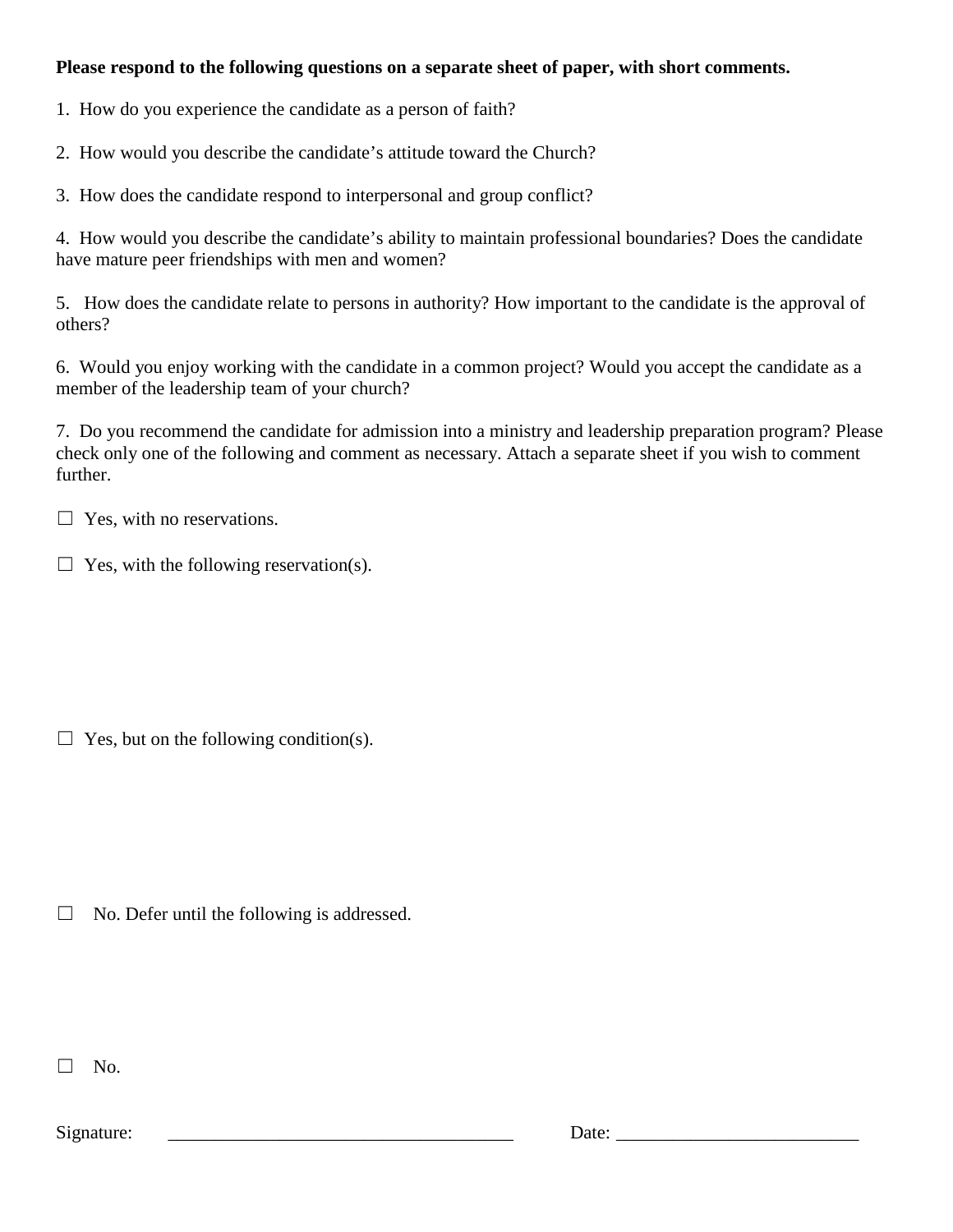**Please respond to the following questions on a separate sheet of paper, with short comments.**

1. How do you experience the candidate as a person of faith?

2. How would you describe the candidate's attitude toward the Church?

3. How does the candidate respond to interpersonal and group conflict?

4. How would you describe the candidate's ability to maintain professional boundaries? Does the candidate have mature peer friendships with men and women?

5. How does the candidate relate to persons in authority? How important to the candidate is the approval of others?

6. Would you enjoy working with the candidate in a common project? Would you accept the candidate as a member of the leadership team of your church?

7. Do you recommend the candidate for admission into a ministry and leadership preparation program? Please check only one of the following and comment as necessary. Attach a separate sheet if you wish to comment further.

☐ Yes, with no reservations.

☐ Yes, with the following reservation(s).

☐ Yes, but on the following condition(s).

☐ No. Defer until the following is addressed.

☐ No.

Signature: ______________________________________ Date: __________________________